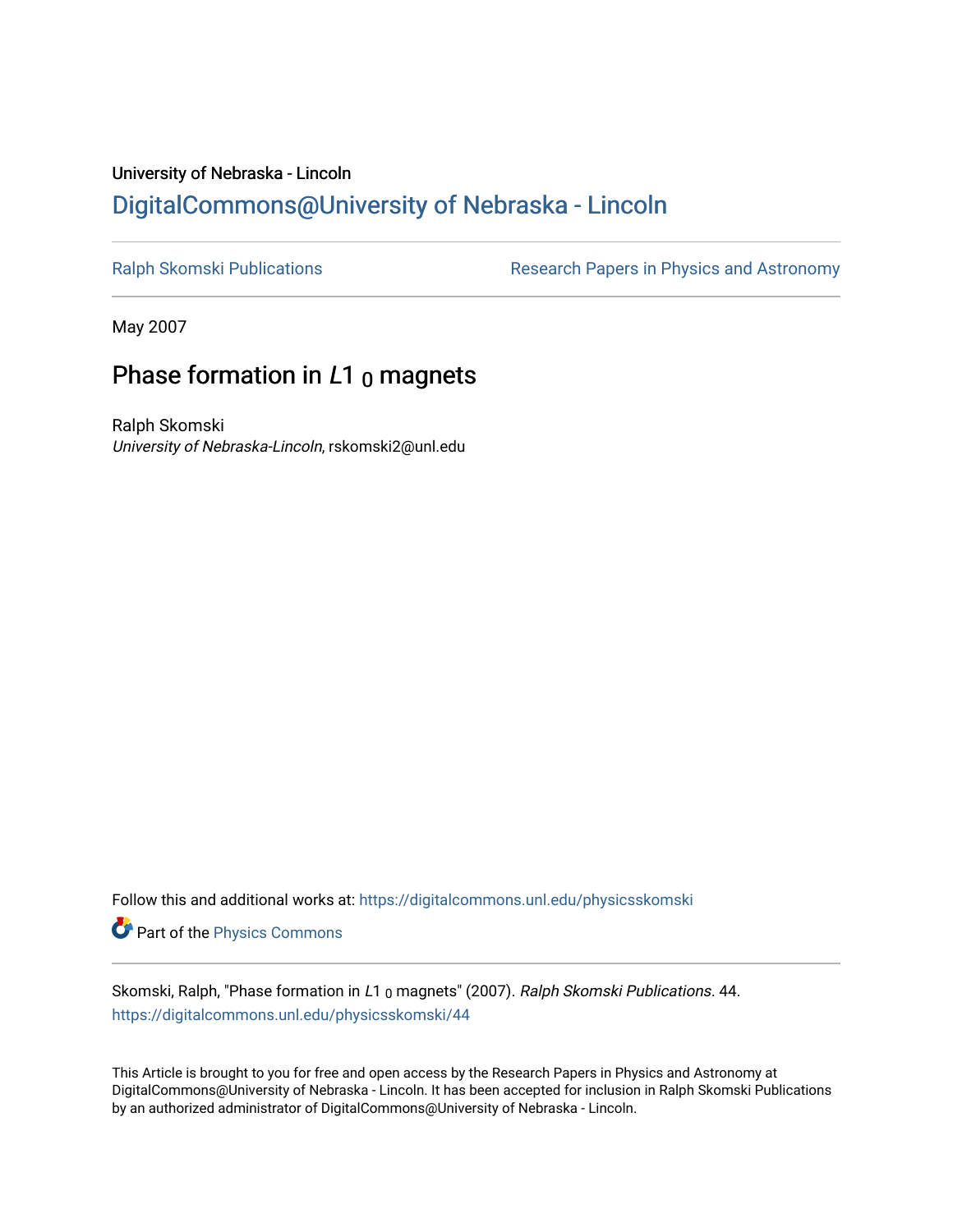University of Nebraska - Lincoln

## DigitalCommons@University of Nebraska - Lincoln

Ralph Skomski Publications

Research Papers in Physics and Astronomy

May 2007

# Phase formation in *L*1 $_0$ magnets

Ralph Skomski
*University of Nebraska-Lincoln*, rskomski2@unl.edu

Follow this and additional works at: https://digitalcommons.unl.edu/physicsskomski

Part of the Physics Commons

Skomski, Ralph, "Phase formation in *L*1 $_0$ magnets" (2007). *Ralph Skomski Publications*. 44.
https://digitalcommons.unl.edu/physicsskomski/44

This Article is brought to you for free and open access by the Research Papers in Physics and Astronomy at DigitalCommons@University of Nebraska - Lincoln. It has been accepted for inclusion in Ralph Skomski Publications by an authorized administrator of DigitalCommons@University of Nebraska - Lincoln.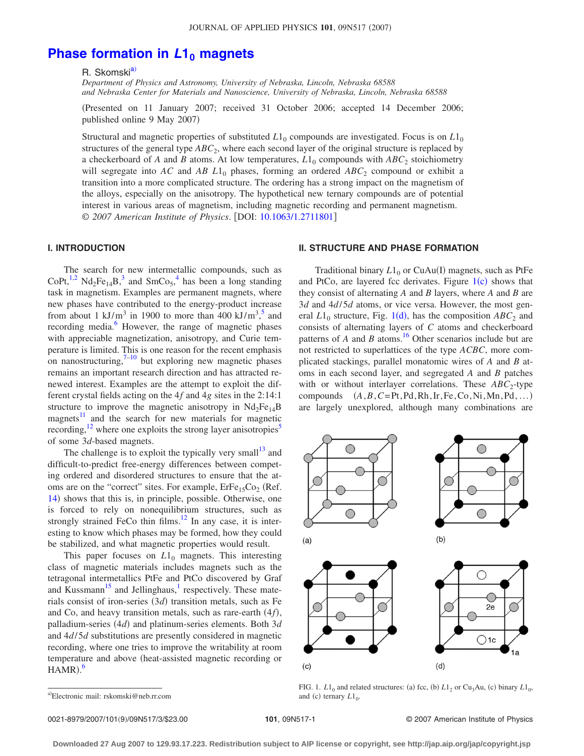# Phase formation in $L1_0$ magnets

R. Skomski[a]

*Department of Physics and Astronomy, University of Nebraska, Lincoln, Nebraska 68588 and Nebraska Center for Materials and Nanoscience, University of Nebraska, Lincoln, Nebraska 68588*

(Presented on 11 January 2007; received 31 October 2006; accepted 14 December 2006; published online 9 May 2007)

Structural and magnetic properties of substituted $L1_0$ compounds are investigated. Focus is on $L1_0$ structures of the general type $ABC_2$, where each second layer of the original structure is replaced by a checkerboard of $A$ and $B$ atoms. At low temperatures, $L1_0$ compounds with $ABC_2$ stoichiometry will segregate into $AC$ and $AB$ $L1_0$ phases, forming an ordered $ABC_2$ compound or exhibit a transition into a more complicated structure. The ordering has a strong impact on the magnetism of the alloys, especially on the anisotropy. The hypothetical new ternary compounds are of potential interest in various areas of magnetism, including magnetic recording and permanent magnetism. © *2007 American Institute of Physics*. [DOI: 10.1063/1.2711801]

## I. INTRODUCTION

The search for new intermetallic compounds, such as CoPt,[1,2] $Nd_2Fe_{14}B$,[3] and $SmCo_5$,[4] has been a long standing task in magnetism. Examples are permanent magnets, where new phases have contributed to the energy-product increase from about 1 kJ/m$^3$ in 1900 to more than 400 kJ/m$^3$,[5] and recording media.[6] However, the range of magnetic phases with appreciable magnetization, anisotropy, and Curie temperature is limited. This is one reason for the recent emphasis on nanostructuring,[7–10] but exploring new magnetic phases remains an important research direction and has attracted renewed interest. Examples are the attempt to exploit the different crystal fields acting on the 4$f$ and 4$g$ sites in the 2:14:1 structure to improve the magnetic anisotropy in $Nd_2Fe_{14}B$ magnets[11] and the search for new materials for magnetic recording,[12] where one exploits the strong layer anisotropies[5] of some 3$d$-based magnets.

The challenge is to exploit the typically very small[13] and difficult-to-predict free-energy differences between competing ordered and disordered structures to ensure that the atoms are on the "correct" sites. For example, $ErFe_{15}Co_2$ (Ref. 14) shows that this is, in principle, possible. Otherwise, one is forced to rely on nonequilibrium structures, such as strongly strained FeCo thin films.[12] In any case, it is interesting to know which phases may be formed, how they could be stabilized, and what magnetic properties would result.

This paper focuses on $L1_0$ magnets. This interesting class of magnetic materials includes magnets such as the tetragonal intermetallics PtFe and PtCo discovered by Graf and Kussmann[15] and Jellinghaus,[1] respectively. These materials consist of iron-series (3$d$) transition metals, such as Fe and Co, and heavy transition metals, such as rare-earth (4$f$), palladium-series (4$d$) and platinum-series elements. Both 3$d$ and 4$d$/5$d$ substitutions are presently considered in magnetic recording, where one tries to improve the writability at room temperature and above (heat-assisted magnetic recording or HAMR).[6]

## II. STRUCTURE AND PHASE FORMATION

Traditional binary $L1_0$ or CuAu(I) magnets, such as PtFe and PtCo, are layered fcc derivates. Figure 1(c) shows that they consist of alternating $A$ and $B$ layers, where $A$ and $B$ are 3$d$ and 4$d$/5$d$ atoms, or vice versa. However, the most general $L1_0$ structure, Fig. 1(d), has the composition $ABC_2$ and consists of alternating layers of $C$ atoms and checkerboard patterns of $A$ and $B$ atoms.[16] Other scenarios include but are not restricted to superlattices of the type $ACBC$, more complicated stackings, parallel monatomic wires of $A$ and $B$ atoms in each second layer, and segregated $A$ and $B$ patches with or without interlayer correlations. These $ABC_2$-type compounds ($A,B,C$=Pt, Pd, Rh, Ir, Fe, Co, Ni, Mn, Pd, ...) are largely unexplored, although many combinations are

FIG. 1. $L1_0$ and related structures: (a) fcc, (b) $L1_2$ or $Cu_3Au$, (c) binary $L1_0$, and (c) ternary $L1_0$.

[a]Electronic mail: rskomski@neb.rr.com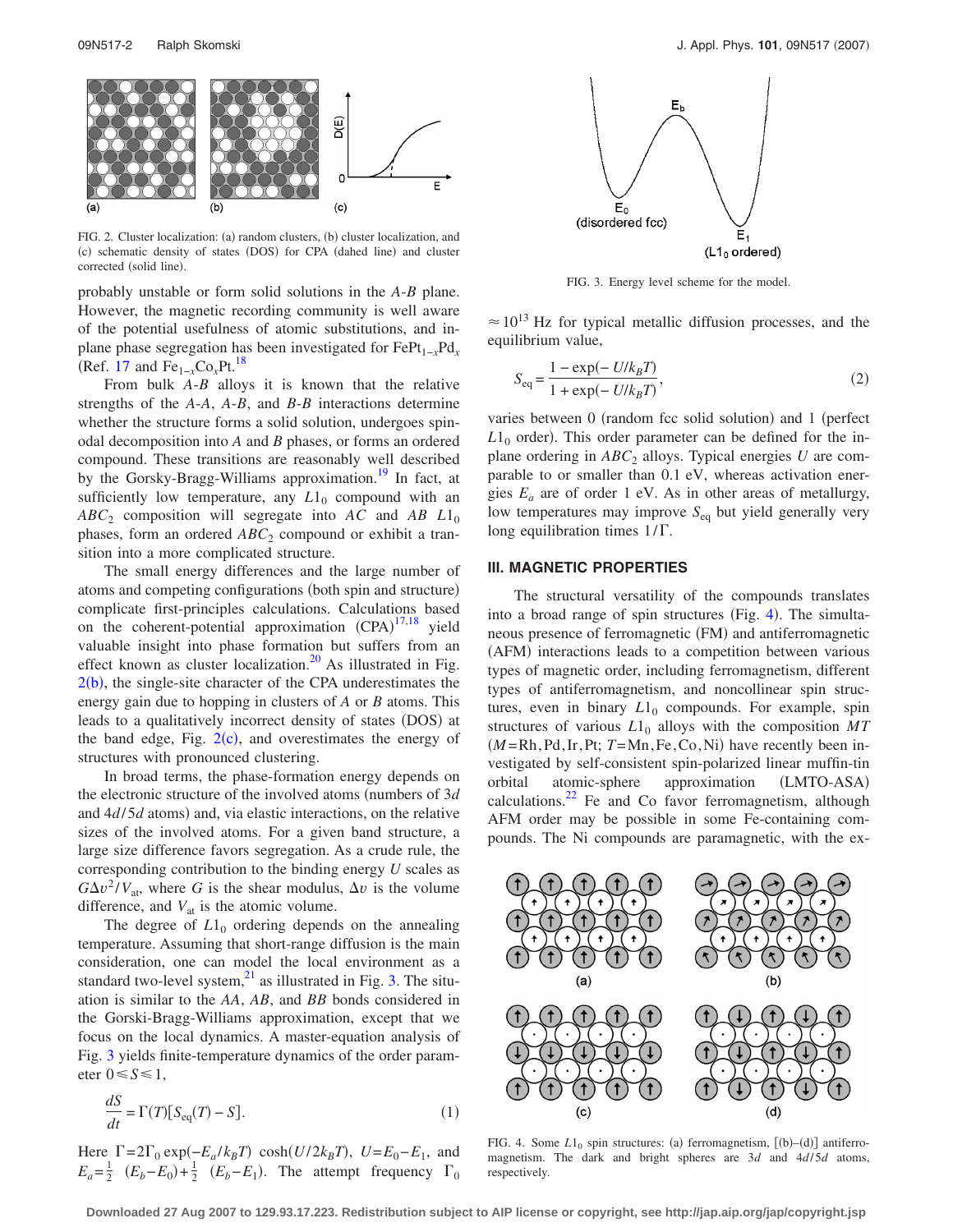FIG. 2. Cluster localization: (a) random clusters, (b) cluster localization, and (c) schematic density of states (DOS) for CPA (dahed line) and cluster corrected (solid line).

probably unstable or form solid solutions in the *A-B* plane. However, the magnetic recording community is well aware of the potential usefulness of atomic substitutions, and in-plane phase segregation has been investigated for $FePt_{1-x}Pd_x$ (Ref. 17 and $Fe_{1-x}Co_xPt$.[18]

From bulk *A-B* alloys it is known that the relative strengths of the *A-A*, *A-B*, and *B-B* interactions determine whether the structure forms a solid solution, undergoes spinodal decomposition into *A* and *B* phases, or forms an ordered compound. These transitions are reasonably well described by the Gorsky-Bragg-Williams approximation.[19] In fact, at sufficiently low temperature, any $L1_0$ compound with an $ABC_2$ composition will segregate into *AC* and *AB* $L1_0$ phases, form an ordered $ABC_2$ compound or exhibit a transition into a more complicated structure.

The small energy differences and the large number of atoms and competing configurations (both spin and structure) complicate first-principles calculations. Calculations based on the coherent-potential approximation (CPA)[17,18] yield valuable insight into phase formation but suffers from an effect known as cluster localization.[20] As illustrated in Fig. 2(b), the single-site character of the CPA underestimates the energy gain due to hopping in clusters of *A* or *B* atoms. This leads to a qualitatively incorrect density of states (DOS) at the band edge, Fig. 2(c), and overestimates the energy of structures with pronounced clustering.

In broad terms, the phase-formation energy depends on the electronic structure of the involved atoms (numbers of 3*d* and 4*d*/5*d* atoms) and, via elastic interactions, on the relative sizes of the involved atoms. For a given band structure, a large size difference favors segregation. As a crude rule, the corresponding contribution to the binding energy *U* scales as $G\Delta v^2/V_{at}$, where *G* is the shear modulus, $\Delta v$ is the volume difference, and $V_{at}$ is the atomic volume.

The degree of $L1_0$ ordering depends on the annealing temperature. Assuming that short-range diffusion is the main consideration, one can model the local environment as a standard two-level system,[21] as illustrated in Fig. 3. The situation is similar to the *AA*, *AB*, and *BB* bonds considered in the Gorski-Bragg-Williams approximation, except that we focus on the local dynamics. A master-equation analysis of Fig. 3 yields finite-temperature dynamics of the order parameter $0 \leq S \leq 1$,

$$\frac{dS}{dt} = \Gamma(T)[S_{eq}(T) - S]. \qquad (1)$$

Here $\Gamma = 2\Gamma_0 \exp(-E_a/k_BT)\cosh(U/2k_BT)$, $U = E_0 - E_1$, and $E_a = \frac{1}{2}(E_b - E_0) + \frac{1}{2}(E_b - E_1)$. The attempt frequency $\Gamma_0 \approx 10^{13}$ Hz for typical metallic diffusion processes, and the equilibrium value,

$$S_{eq} = \frac{1 - \exp(-U/k_BT)}{1 + \exp(-U/k_BT)}, \qquad (2)$$

varies between 0 (random fcc solid solution) and 1 (perfect $L1_0$ order). This order parameter can be defined for the in-plane ordering in $ABC_2$ alloys. Typical energies *U* are comparable to or smaller than 0.1 eV, whereas activation energies $E_a$ are of order 1 eV. As in other areas of metallurgy, low temperatures may improve $S_{eq}$ but yield generally very long equilibration times $1/\Gamma$.

FIG. 3. Energy level scheme for the model.

## III. MAGNETIC PROPERTIES

The structural versatility of the compounds translates into a broad range of spin structures (Fig. 4). The simultaneous presence of ferromagnetic (FM) and antiferromagnetic (AFM) interactions leads to a competition between various types of magnetic order, including ferromagnetism, different types of antiferromagnetism, and noncollinear spin structures, even in binary $L1_0$ compounds. For example, spin structures of various $L1_0$ alloys with the composition *MT* (*M*=Rh, Pd, Ir, Pt; *T*=Mn, Fe, Co, Ni) have recently been investigated by self-consistent spin-polarized linear muffin-tin orbital atomic-sphere approximation (LMTO-ASA) calculations.[22] Fe and Co favor ferromagnetism, although AFM order may be possible in some Fe-containing compounds. The Ni compounds are paramagnetic, with the ex-

FIG. 4. Some $L1_0$ spin structures: (a) ferromagnetism, [(b)–(d)] antiferromagnetism. The dark and bright spheres are 3*d* and 4*d*/5*d* atoms, respectively.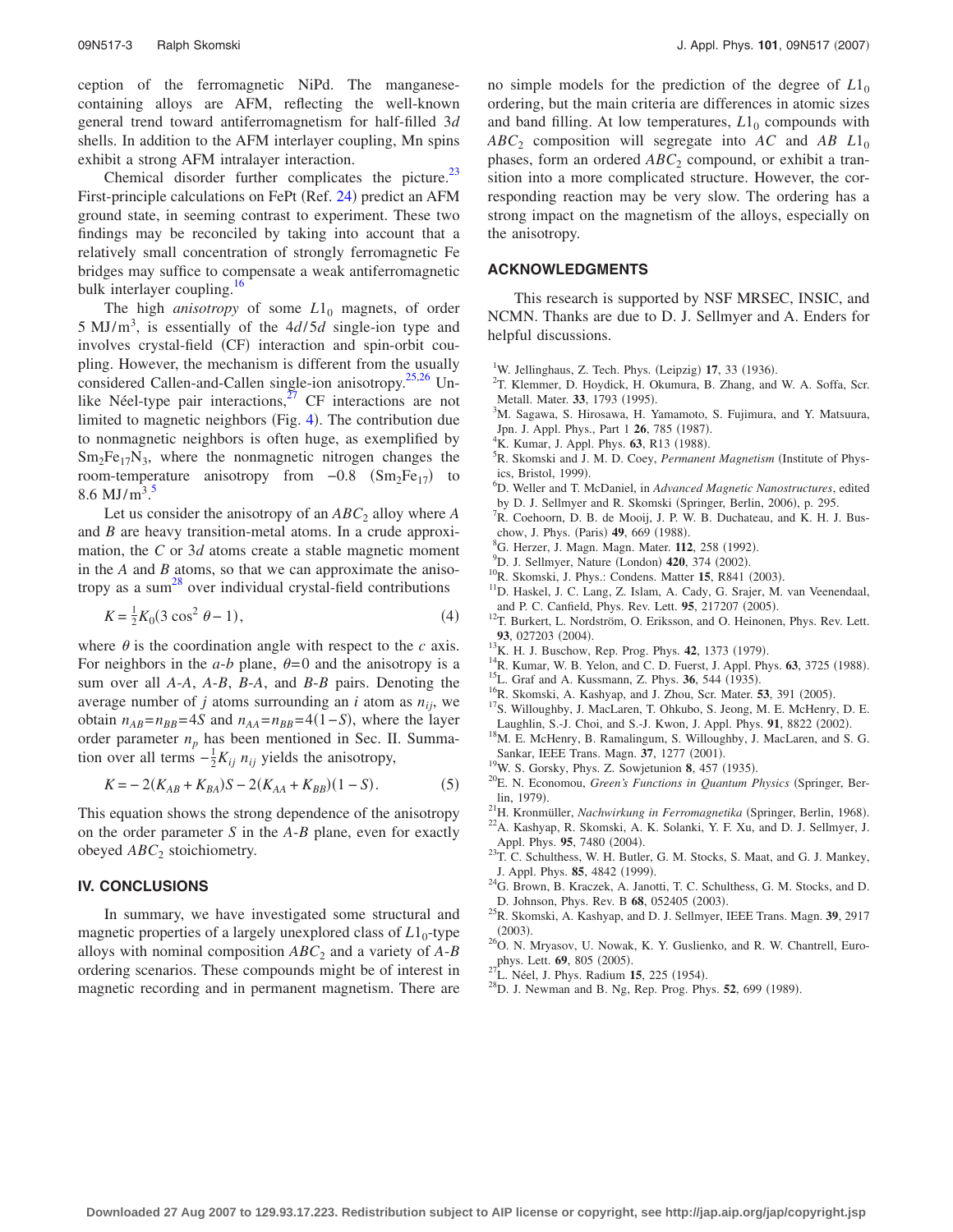ception of the ferromagnetic NiPd. The manganese-containing alloys are AFM, reflecting the well-known general trend toward antiferromagnetism for half-filled $3d$ shells. In addition to the AFM interlayer coupling, Mn spins exhibit a strong AFM intralayer interaction.

Chemical disorder further complicates the picture.[23] First-principle calculations on FePt (Ref. 24) predict an AFM ground state, in seeming contrast to experiment. These two findings may be reconciled by taking into account that a relatively small concentration of strongly ferromagnetic Fe bridges may suffice to compensate a weak antiferromagnetic bulk interlayer coupling.[16]

The high *anisotropy* of some $L1_0$ magnets, of order $5\ \mathrm{MJ/m^3}$, is essentially of the $4d/5d$ single-ion type and involves crystal-field (CF) interaction and spin-orbit coupling. However, the mechanism is different from the usually considered Callen-and-Callen single-ion anisotropy.[25,26] Unlike Néel-type pair interactions,[27] CF interactions are not limited to magnetic neighbors (Fig. 4). The contribution due to nonmagnetic neighbors is often huge, as exemplified by $Sm_2Fe_{17}N_3$, where the nonmagnetic nitrogen changes the room-temperature anisotropy from $-0.8$ ($Sm_2Fe_{17}$) to $8.6\ \mathrm{MJ/m^3}$.[5]

Let us consider the anisotropy of an $ABC_2$ alloy where $A$ and $B$ are heavy transition-metal atoms. In a crude approximation, the $C$ or $3d$ atoms create a stable magnetic moment in the $A$ and $B$ atoms, so that we can approximate the anisotropy as a sum[28] over individual crystal-field contributions

$$K = \frac{1}{2} K_0 (3 \cos^2 \theta - 1), \tag{4}$$

where $\theta$ is the coordination angle with respect to the $c$ axis. For neighbors in the $a$-$b$ plane, $\theta = 0$ and the anisotropy is a sum over all $A$-$A$, $A$-$B$, $B$-$A$, and $B$-$B$ pairs. Denoting the average number of $j$ atoms surrounding an $i$ atom as $n_{ij}$, we obtain $n_{AB} = n_{BB} = 4S$ and $n_{AA} = n_{BB} = 4(1-S)$, where the layer order parameter $n_p$ has been mentioned in Sec. II. Summation over all terms $-\frac{1}{2} K_{ij}\, n_{ij}$ yields the anisotropy,

$$K = -2(K_{AB} + K_{BA})S - 2(K_{AA} + K_{BB})(1-S). \tag{5}$$

This equation shows the strong dependence of the anisotropy on the order parameter $S$ in the $A$-$B$ plane, even for exactly obeyed $ABC_2$ stoichiometry.

## IV. CONCLUSIONS

In summary, we have investigated some structural and magnetic properties of a largely unexplored class of $L1_0$-type alloys with nominal composition $ABC_2$ and a variety of $A$-$B$ ordering scenarios. These compounds might be of interest in magnetic recording and in permanent magnetism. There are no simple models for the prediction of the degree of $L1_0$ ordering, but the main criteria are differences in atomic sizes and band filling. At low temperatures, $L1_0$ compounds with $ABC_2$ composition will segregate into $AC$ and $AB$ $L1_0$ phases, form an ordered $ABC_2$ compound, or exhibit a transition into a more complicated structure. However, the corresponding reaction may be very slow. The ordering has a strong impact on the magnetism of the alloys, especially on the anisotropy.

## ACKNOWLEDGMENTS

This research is supported by NSF MRSEC, INSIC, and NCMN. Thanks are due to D. J. Sellmyer and A. Enders for helpful discussions.

[1] W. Jellinghaus, Z. Tech. Phys. (Leipzig) **17**, 33 (1936).
[2] T. Klemmer, D. Hoydick, H. Okumura, B. Zhang, and W. A. Soffa, Scr. Metall. Mater. **33**, 1793 (1995).
[3] M. Sagawa, S. Hirosawa, H. Yamamoto, S. Fujimura, and Y. Matsuura, Jpn. J. Appl. Phys., Part 1 **26**, 785 (1987).
[4] K. Kumar, J. Appl. Phys. **63**, R13 (1988).
[5] R. Skomski and J. M. D. Coey, *Permanent Magnetism* (Institute of Physics, Bristol, 1999).
[6] D. Weller and T. McDaniel, in *Advanced Magnetic Nanostructures*, edited by D. J. Sellmyer and R. Skomski (Springer, Berlin, 2006), p. 295.
[7] R. Coehoorn, D. B. de Mooij, J. P. W. B. Duchateau, and K. H. J. Buschow, J. Phys. (Paris) **49**, 669 (1988).
[8] G. Herzer, J. Magn. Magn. Mater. **112**, 258 (1992).
[9] D. J. Sellmyer, Nature (London) **420**, 374 (2002).
[10] R. Skomski, J. Phys.: Condens. Matter **15**, R841 (2003).
[11] D. Haskel, J. C. Lang, Z. Islam, A. Cady, G. Srajer, M. van Veenendaal, and P. C. Canfield, Phys. Rev. Lett. **95**, 217207 (2005).
[12] T. Burkert, L. Nordström, O. Eriksson, and O. Heinonen, Phys. Rev. Lett. **93**, 027203 (2004).
[13] K. H. J. Buschow, Rep. Prog. Phys. **42**, 1373 (1979).
[14] R. Kumar, W. B. Yelon, and C. D. Fuerst, J. Appl. Phys. **63**, 3725 (1988).
[15] L. Graf and A. Kussmann, Z. Phys. **36**, 544 (1935).
[16] R. Skomski, A. Kashyap, and J. Zhou, Scr. Mater. **53**, 391 (2005).
[17] S. Willoughby, J. MacLaren, T. Ohkubo, S. Jeong, M. E. McHenry, D. E. Laughlin, S.-J. Choi, and S.-J. Kwon, J. Appl. Phys. **91**, 8822 (2002).
[18] M. E. McHenry, B. Ramalingum, S. Willoughby, J. MacLaren, and S. G. Sankar, IEEE Trans. Magn. **37**, 1277 (2001).
[19] W. S. Gorsky, Phys. Z. Sowjetunion **8**, 457 (1935).
[20] E. N. Economou, *Green's Functions in Quantum Physics* (Springer, Berlin, 1979).
[21] H. Kronmüller, *Nachwirkung in Ferromagnetika* (Springer, Berlin, 1968).
[22] A. Kashyap, R. Skomski, A. K. Solanki, Y. F. Xu, and D. J. Sellmyer, J. Appl. Phys. **95**, 7480 (2004).
[23] T. C. Schulthess, W. H. Butler, G. M. Stocks, S. Maat, and G. J. Mankey, J. Appl. Phys. **85**, 4842 (1999).
[24] G. Brown, B. Kraczek, A. Janotti, T. C. Schulthess, G. M. Stocks, and D. D. Johnson, Phys. Rev. B **68**, 052405 (2003).
[25] R. Skomski, A. Kashyap, and D. J. Sellmyer, IEEE Trans. Magn. **39**, 2917 (2003).
[26] O. N. Mryasov, U. Nowak, K. Y. Guslienko, and R. W. Chantrell, Europhys. Lett. **69**, 805 (2005).
[27] L. Néel, J. Phys. Radium **15**, 225 (1954).
[28] D. J. Newman and B. Ng, Rep. Prog. Phys. **52**, 699 (1989).